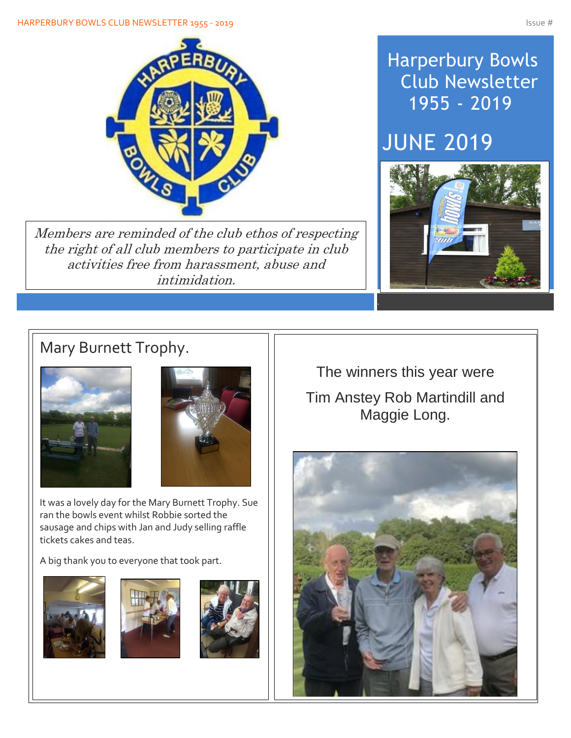# Harperbury Bowls Club Newsletter 1955 - 2019

## JUNE 2019

*Members are reminded of the club ethos of respecting the right of all club members to participate in club activities free from harassment, abuse and intimidation.*

## Mary Burnett Trophy.

It was a lovely day for the Mary Burnett Trophy. Sue ran the bowls event whilst Robbie sorted the sausage and chips with Jan and Judy selling raffle tickets cakes and teas.

A big thank you to everyone that took part.

The winners this year were

Tim Anstey Rob Martindill and Maggie Long.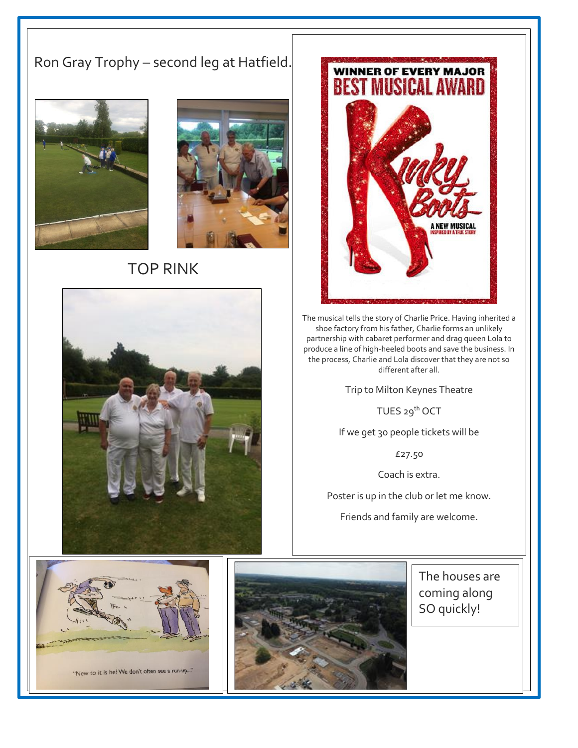## Ron Gray Trophy – second leg at Hatfield.

TOP RINK

The musical tells the story of Charlie Price. Having inherited a shoe factory from his father, Charlie forms an unlikely partnership with cabaret performer and drag queen Lola to produce a line of high-heeled boots and save the business. In the process, Charlie and Lola discover that they are not so different after all.

Trip to Milton Keynes Theatre

TUES 29th OCT

If we get 30 people tickets will be

£27.50

Coach is extra.

Poster is up in the club or let me know.

Friends and family are welcome.

"New to it is he? We don't often see a run-up..."

The houses are coming along SO quickly!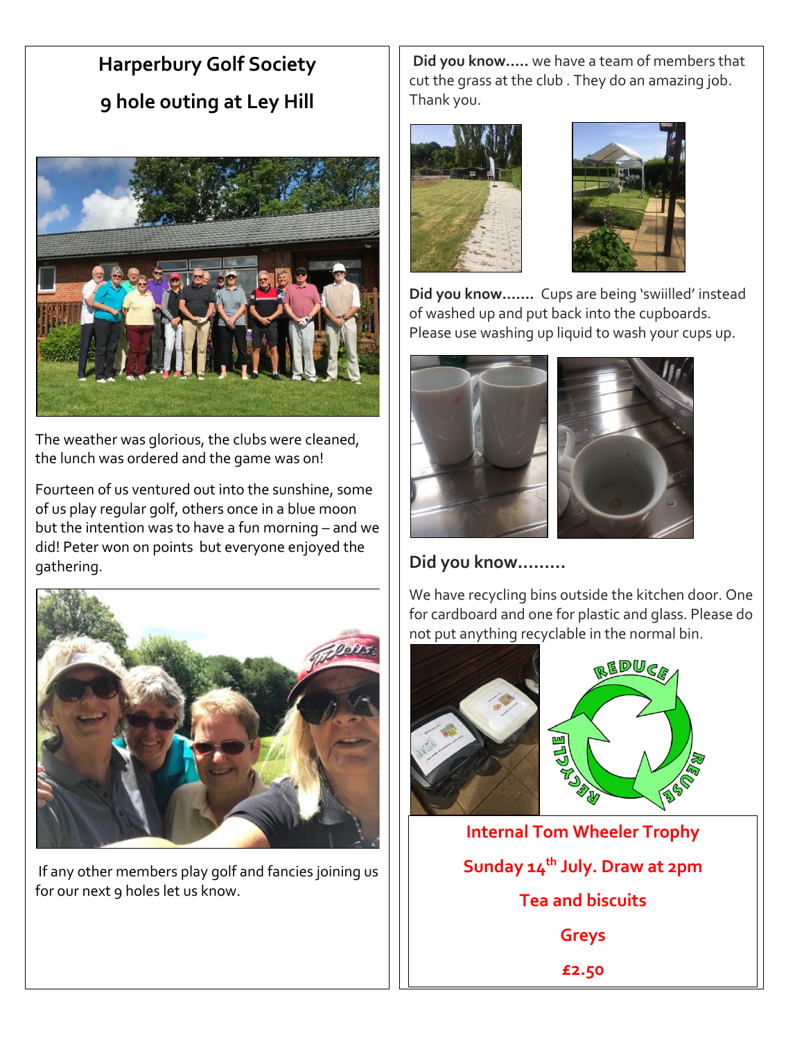## Harperbury Golf Society

## 9 hole outing at Ley Hill

The weather was glorious, the clubs were cleaned, the lunch was ordered and the game was on!

Fourteen of us ventured out into the sunshine, some of us play regular golf, others once in a blue moon but the intention was to have a fun morning – and we did! Peter won on points but everyone enjoyed the gathering.

If any other members play golf and fancies joining us for our next 9 holes let us know.

**Did you know.....** we have a team of members that cut the grass at the club . They do an amazing job. Thank you.

**Did you know.......** Cups are being 'swiilled' instead of washed up and put back into the cupboards. Please use washing up liquid to wash your cups up.

### Did you know.........

We have recycling bins outside the kitchen door. One for cardboard and one for plastic and glass. Please do not put anything recyclable in the normal bin.

**Internal Tom Wheeler Trophy**

**Sunday 14th July. Draw at 2pm**

**Tea and biscuits**

**Greys**

**£2.50**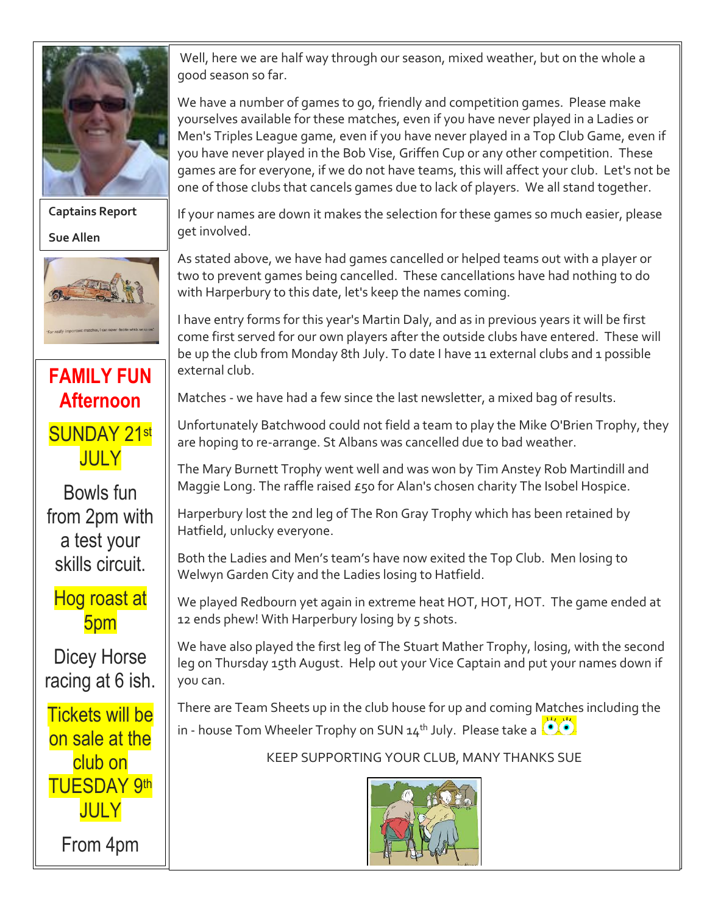**Captains Report**

**Sue Allen**

"For really important matches, I can never decide which set to use"

# FAMILY FUN Afternoon

SUNDAY 21st JULY

Bowls fun from 2pm with a test your skills circuit.

Hog roast at 5pm

Dicey Horse racing at 6 ish.

Tickets will be on sale at the club on TUESDAY 9th JULY

From 4pm

Well, here we are half way through our season, mixed weather, but on the whole a good season so far.

We have a number of games to go, friendly and competition games. Please make yourselves available for these matches, even if you have never played in a Ladies or Men's Triples League game, even if you have never played in a Top Club Game, even if you have never played in the Bob Vise, Griffen Cup or any other competition. These games are for everyone, if we do not have teams, this will affect your club. Let's not be one of those clubs that cancels games due to lack of players. We all stand together.

If your names are down it makes the selection for these games so much easier, please get involved.

As stated above, we have had games cancelled or helped teams out with a player or two to prevent games being cancelled. These cancellations have had nothing to do with Harperbury to this date, let's keep the names coming.

I have entry forms for this year's Martin Daly, and as in previous years it will be first come first served for our own players after the outside clubs have entered. These will be up the club from Monday 8th July. To date I have 11 external clubs and 1 possible external club.

Matches - we have had a few since the last newsletter, a mixed bag of results.

Unfortunately Batchwood could not field a team to play the Mike O'Brien Trophy, they are hoping to re-arrange. St Albans was cancelled due to bad weather.

The Mary Burnett Trophy went well and was won by Tim Anstey Rob Martindill and Maggie Long. The raffle raised £50 for Alan's chosen charity The Isobel Hospice.

Harperbury lost the 2nd leg of The Ron Gray Trophy which has been retained by Hatfield, unlucky everyone.

Both the Ladies and Men's team's have now exited the Top Club. Men losing to Welwyn Garden City and the Ladies losing to Hatfield.

We played Redbourn yet again in extreme heat HOT, HOT, HOT. The game ended at 12 ends phew! With Harperbury losing by 5 shots.

We have also played the first leg of The Stuart Mather Trophy, losing, with the second leg on Thursday 15th August. Help out your Vice Captain and put your names down if you can.

There are Team Sheets up in the club house for up and coming Matches including the in - house Tom Wheeler Trophy on SUN 14th July. Please take a 👀

KEEP SUPPORTING YOUR CLUB, MANY THANKS SUE